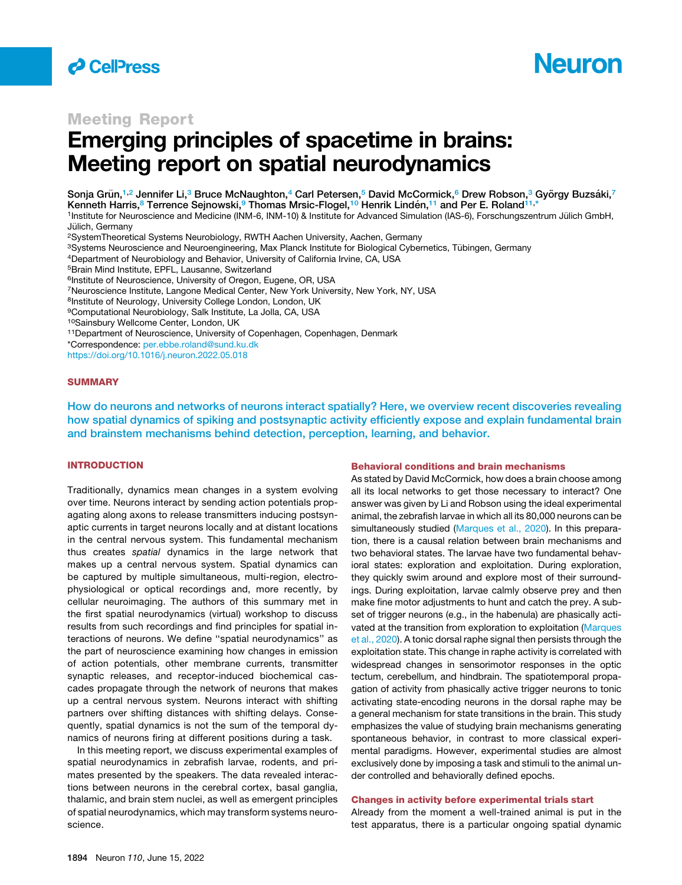Meeting Report

# Emerging principles of spacetime in brains: Meeting report on spatial neurodynamics

Sonja Grün,[1,2] Jennifer Li,[3] Bruce McNaughton,[4] Carl Petersen,[5] David McCormick,[6] Drew Robson,[3] György Buzsáki,[7] Kenneth Harris,[8] Terrence Sejnowski,[9] Thomas Mrsic-Flogel,[10] Henrik Lindén,[11] and Per E. Roland[11,*]

[1]Institute for Neuroscience and Medicine (INM-6, INM-10) & Institute for Advanced Simulation (IAS-6), Forschungszentrum Jülich GmbH, Jülich, Germany
[2]SystemTheoretical Systems Neurobiology, RWTH Aachen University, Aachen, Germany
[3]Systems Neuroscience and Neuroengineering, Max Planck Institute for Biological Cybernetics, Tübingen, Germany
[4]Department of Neurobiology and Behavior, University of California Irvine, CA, USA
[5]Brain Mind Institute, EPFL, Lausanne, Switzerland
[6]Institute of Neuroscience, University of Oregon, Eugene, OR, USA
[7]Neuroscience Institute, Langone Medical Center, New York University, New York, NY, USA
[8]Institute of Neurology, University College London, London, UK
[9]Computational Neurobiology, Salk Institute, La Jolla, CA, USA
[10]Sainsbury Wellcome Center, London, UK
[11]Department of Neuroscience, University of Copenhagen, Copenhagen, Denmark
*Correspondence: per.ebbe.roland@sund.ku.dk
https://doi.org/10.1016/j.neuron.2022.05.018

## SUMMARY

How do neurons and networks of neurons interact spatially? Here, we overview recent discoveries revealing how spatial dynamics of spiking and postsynaptic activity efficiently expose and explain fundamental brain and brainstem mechanisms behind detection, perception, learning, and behavior.

## INTRODUCTION

Traditionally, dynamics mean changes in a system evolving over time. Neurons interact by sending action potentials propagating along axons to release transmitters inducing postsynaptic currents in target neurons locally and at distant locations in the central nervous system. This fundamental mechanism thus creates *spatial* dynamics in the large network that makes up a central nervous system. Spatial dynamics can be captured by multiple simultaneous, multi-region, electrophysiological or optical recordings and, more recently, by cellular neuroimaging. The authors of this summary met in the first spatial neurodynamics (virtual) workshop to discuss results from such recordings and find principles for spatial interactions of neurons. We define "spatial neurodynamics" as the part of neuroscience examining how changes in emission of action potentials, other membrane currents, transmitter synaptic releases, and receptor-induced biochemical cascades propagate through the network of neurons that makes up a central nervous system. Neurons interact with shifting partners over shifting distances with shifting delays. Consequently, spatial dynamics is not the sum of the temporal dynamics of neurons firing at different positions during a task.

In this meeting report, we discuss experimental examples of spatial neurodynamics in zebrafish larvae, rodents, and primates presented by the speakers. The data revealed interactions between neurons in the cerebral cortex, basal ganglia, thalamic, and brain stem nuclei, as well as emergent principles of spatial neurodynamics, which may transform systems neuroscience.

### Behavioral conditions and brain mechanisms

As stated by David McCormick, how does a brain choose among all its local networks to get those necessary to interact? One answer was given by Li and Robson using the ideal experimental animal, the zebrafish larvae in which all its 80,000 neurons can be simultaneously studied (Marques et al., 2020). In this preparation, there is a causal relation between brain mechanisms and two behavioral states. The larvae have two fundamental behavioral states: exploration and exploitation. During exploration, they quickly swim around and explore most of their surroundings. During exploitation, larvae calmly observe prey and then make fine motor adjustments to hunt and catch the prey. A subset of trigger neurons (e.g., in the habenula) are phasically activated at the transition from exploration to exploitation (Marques et al., 2020). A tonic dorsal raphe signal then persists through the exploitation state. This change in raphe activity is correlated with widespread changes in sensorimotor responses in the optic tectum, cerebellum, and hindbrain. The spatiotemporal propagation of activity from phasically active trigger neurons to tonic activating state-encoding neurons in the dorsal raphe may be a general mechanism for state transitions in the brain. This study emphasizes the value of studying brain mechanisms generating spontaneous behavior, in contrast to more classical experimental paradigms. However, experimental studies are almost exclusively done by imposing a task and stimuli to the animal under controlled and behaviorally defined epochs.

### Changes in activity before experimental trials start

Already from the moment a well-trained animal is put in the test apparatus, there is a particular ongoing spatial dynamic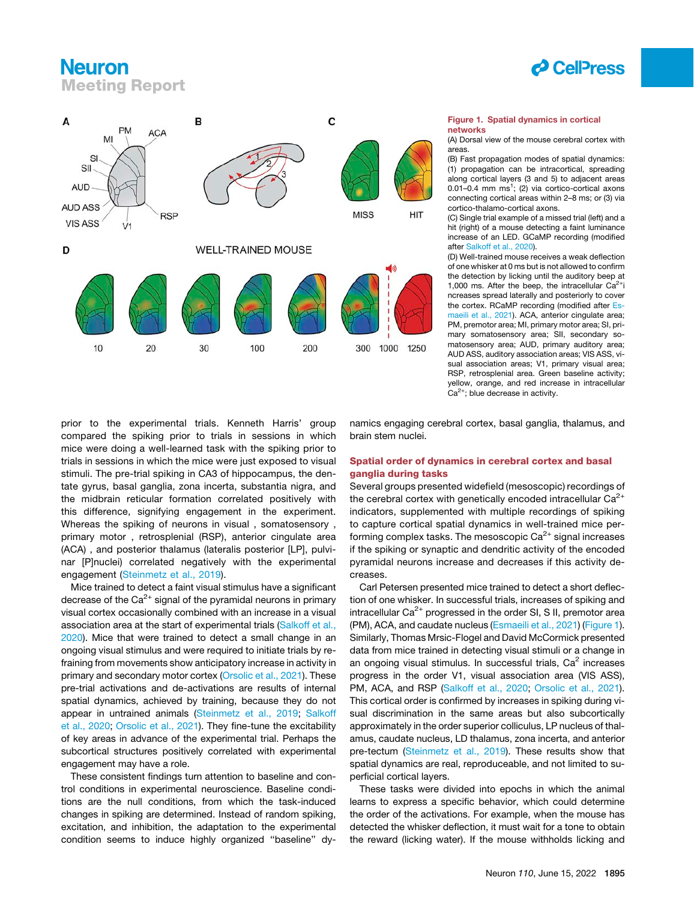**Figure 1. Spatial dynamics in cortical networks**

(A) Dorsal view of the mouse cerebral cortex with areas.

(B) Fast propagation modes of spatial dynamics: (1) propagation can be intracortical, spreading along cortical layers (3 and 5) to adjacent areas 0.01–0.4 mm ms[1]; (2) via cortico-cortical axons connecting cortical areas within 2–8 ms; or (3) via cortico-thalamo-cortical axons.

(C) Single trial example of a missed trial (left) and a hit (right) of a mouse detecting a faint luminance increase of an LED. GCaMP recording (modified after Salkoff et al., 2020).

(D) Well-trained mouse receives a weak deflection of one whisker at 0 ms but is not allowed to confirm the detection by licking until the auditory beep at 1,000 ms. After the beep, the intracellular $Ca^{2+}$i ncreases spread laterally and posteriorly to cover the cortex. RCaMP recording (modified after Esmaeili et al., 2021). ACA, anterior cingulate area; PM, premotor area; MI, primary motor area; SI, primary somatosensory area; SII, secondary somatosensory area; AUD, primary auditory area; AUD ASS, auditory association areas; VIS ASS, visual association areas; V1, primary visual area; RSP, retrosplenial area. Green baseline activity; yellow, orange, and red increase in intracellular $Ca^{2+}$; blue decrease in activity.

prior to the experimental trials. Kenneth Harris' group compared the spiking prior to trials in sessions in which mice were doing a well-learned task with the spiking prior to trials in sessions in which the mice were just exposed to visual stimuli. The pre-trial spiking in CA3 of hippocampus, the dentate gyrus, basal ganglia, zona incerta, substantia nigra, and the midbrain reticular formation correlated positively with this difference, signifying engagement in the experiment. Whereas the spiking of neurons in visual , somatosensory , primary motor , retrosplenial (RSP), anterior cingulate area (ACA) , and posterior thalamus (lateralis posterior [LP], pulvinar [P]nuclei) correlated negatively with the experimental engagement (Steinmetz et al., 2019).

Mice trained to detect a faint visual stimulus have a significant decrease of the $Ca^{2+}$ signal of the pyramidal neurons in primary visual cortex occasionally combined with an increase in a visual association area at the start of experimental trials (Salkoff et al., 2020). Mice that were trained to detect a small change in an ongoing visual stimulus and were required to initiate trials by refraining from movements show anticipatory increase in activity in primary and secondary motor cortex (Orsolic et al., 2021). These pre-trial activations and de-activations are results of internal spatial dynamics, achieved by training, because they do not appear in untrained animals (Steinmetz et al., 2019; Salkoff et al., 2020; Orsolic et al., 2021). They fine-tune the excitability of key areas in advance of the experimental trial. Perhaps the subcortical structures positively correlated with experimental engagement may have a role.

These consistent findings turn attention to baseline and control conditions in experimental neuroscience. Baseline conditions are the null conditions, from which the task-induced changes in spiking are determined. Instead of random spiking, excitation, and inhibition, the adaptation to the experimental condition seems to induce highly organized "baseline" dynamics engaging cerebral cortex, basal ganglia, thalamus, and brain stem nuclei.

## Spatial order of dynamics in cerebral cortex and basal ganglia during tasks

Several groups presented widefield (mesoscopic) recordings of the cerebral cortex with genetically encoded intracellular $Ca^{2+}$ indicators, supplemented with multiple recordings of spiking to capture cortical spatial dynamics in well-trained mice performing complex tasks. The mesoscopic $Ca^{2+}$ signal increases if the spiking or synaptic and dendritic activity of the encoded pyramidal neurons increase and decreases if this activity decreases.

Carl Petersen presented mice trained to detect a short deflection of one whisker. In successful trials, increases of spiking and intracellular $Ca^{2+}$ progressed in the order SI, S II, premotor area (PM), ACA, and caudate nucleus (Esmaeili et al., 2021) (Figure 1). Similarly, Thomas Mrsic-Flogel and David McCormick presented data from mice trained in detecting visual stimuli or a change in an ongoing visual stimulus. In successful trials, $Ca^{2}$ increases progress in the order V1, visual association area (VIS ASS), PM, ACA, and RSP (Salkoff et al., 2020; Orsolic et al., 2021). This cortical order is confirmed by increases in spiking during visual discrimination in the same areas but also subcortically approximately in the order superior colliculus, LP nucleus of thalamus, caudate nucleus, LD thalamus, zona incerta, and anterior pre-tectum (Steinmetz et al., 2019). These results show that spatial dynamics are real, reproduceable, and not limited to superficial cortical layers.

These tasks were divided into epochs in which the animal learns to express a specific behavior, which could determine the order of the activations. For example, when the mouse has detected the whisker deflection, it must wait for a tone to obtain the reward (licking water). If the mouse withholds licking and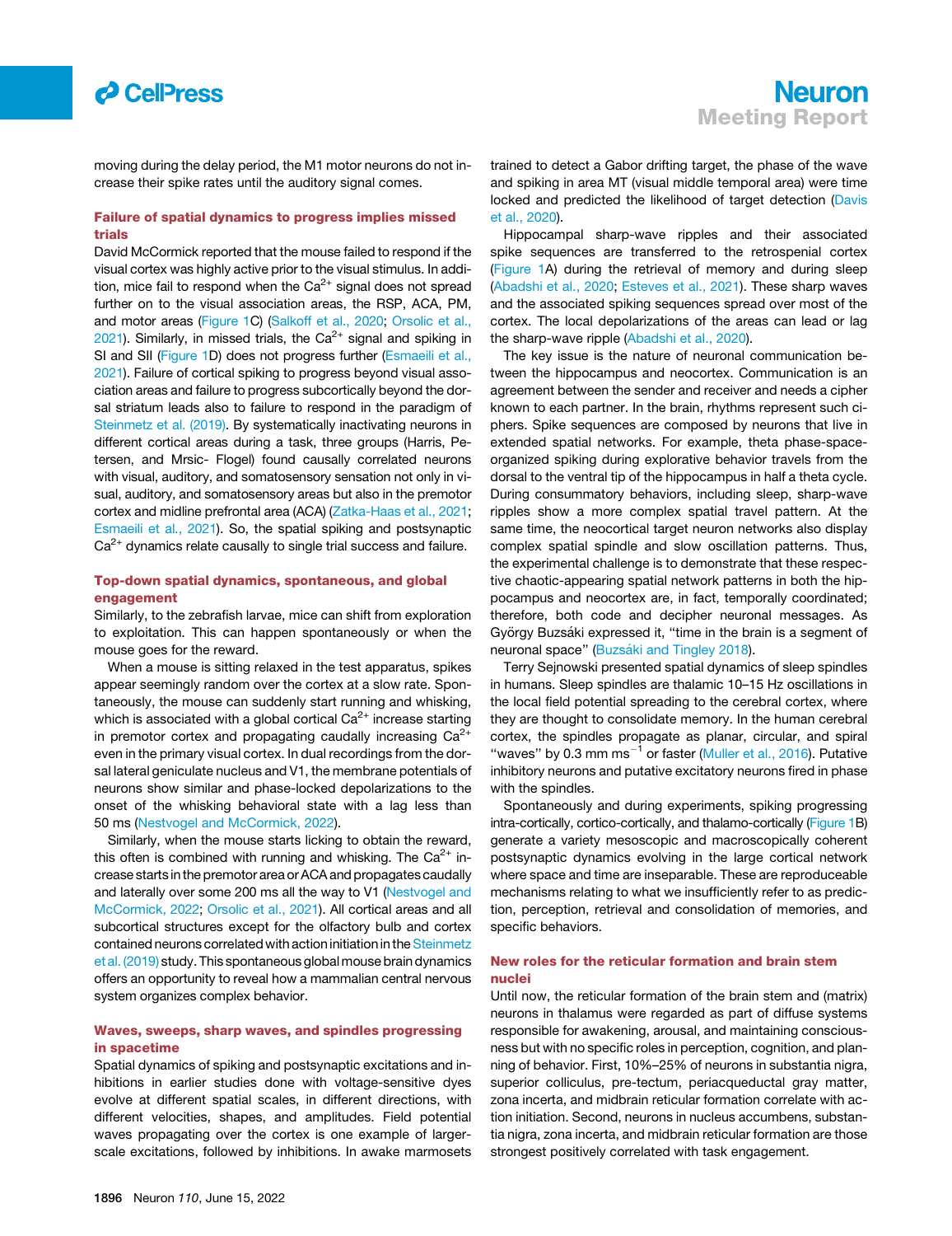moving during the delay period, the M1 motor neurons do not increase their spike rates until the auditory signal comes.

### Failure of spatial dynamics to progress implies missed trials

David McCormick reported that the mouse failed to respond if the visual cortex was highly active prior to the visual stimulus. In addition, mice fail to respond when the $Ca^{2+}$ signal does not spread further on to the visual association areas, the RSP, ACA, PM, and motor areas (Figure 1C) (Salkoff et al., 2020; Orsolic et al., 2021). Similarly, in missed trials, the $Ca^{2+}$ signal and spiking in SI and SII (Figure 1D) does not progress further (Esmaeili et al., 2021). Failure of cortical spiking to progress beyond visual association areas and failure to progress subcortically beyond the dorsal striatum leads also to failure to respond in the paradigm of Steinmetz et al. (2019). By systematically inactivating neurons in different cortical areas during a task, three groups (Harris, Petersen, and Mrsic- Flogel) found causally correlated neurons with visual, auditory, and somatosensory sensation not only in visual, auditory, and somatosensory areas but also in the premotor cortex and midline prefrontal area (ACA) (Zatka-Haas et al., 2021; Esmaeili et al., 2021). So, the spatial spiking and postsynaptic $Ca^{2+}$ dynamics relate causally to single trial success and failure.

### Top-down spatial dynamics, spontaneous, and global engagement

Similarly, to the zebrafish larvae, mice can shift from exploration to exploitation. This can happen spontaneously or when the mouse goes for the reward.

When a mouse is sitting relaxed in the test apparatus, spikes appear seemingly random over the cortex at a slow rate. Spontaneously, the mouse can suddenly start running and whisking, which is associated with a global cortical $Ca^{2+}$ increase starting in premotor cortex and propagating caudally increasing $Ca^{2+}$ even in the primary visual cortex. In dual recordings from the dorsal lateral geniculate nucleus and V1, the membrane potentials of neurons show similar and phase-locked depolarizations to the onset of the whisking behavioral state with a lag less than 50 ms (Nestvogel and McCormick, 2022).

Similarly, when the mouse starts licking to obtain the reward, this often is combined with running and whisking. The $Ca^{2+}$ increase starts in the premotor area or ACA and propagates caudally and laterally over some 200 ms all the way to V1 (Nestvogel and McCormick, 2022; Orsolic et al., 2021). All cortical areas and all subcortical structures except for the olfactory bulb and cortex contained neurons correlated with action initiation in the Steinmetz et al. (2019) study. This spontaneous global mouse brain dynamics offers an opportunity to reveal how a mammalian central nervous system organizes complex behavior.

### Waves, sweeps, sharp waves, and spindles progressing in spacetime

Spatial dynamics of spiking and postsynaptic excitations and inhibitions in earlier studies done with voltage-sensitive dyes evolve at different spatial scales, in different directions, with different velocities, shapes, and amplitudes. Field potential waves propagating over the cortex is one example of larger-scale excitations, followed by inhibitions. In awake marmosets trained to detect a Gabor drifting target, the phase of the wave and spiking in area MT (visual middle temporal area) were time locked and predicted the likelihood of target detection (Davis et al., 2020).

Hippocampal sharp-wave ripples and their associated spike sequences are transferred to the retrospenial cortex (Figure 1A) during the retrieval of memory and during sleep (Abadshi et al., 2020; Esteves et al., 2021). These sharp waves and the associated spiking sequences spread over most of the cortex. The local depolarizations of the areas can lead or lag the sharp-wave ripple (Abadshi et al., 2020).

The key issue is the nature of neuronal communication between the hippocampus and neocortex. Communication is an agreement between the sender and receiver and needs a cipher known to each partner. In the brain, rhythms represent such ciphers. Spike sequences are composed by neurons that live in extended spatial networks. For example, theta phase-space-organized spiking during explorative behavior travels from the dorsal to the ventral tip of the hippocampus in half a theta cycle. During consummatory behaviors, including sleep, sharp-wave ripples show a more complex spatial travel pattern. At the same time, the neocortical target neuron networks also display complex spatial spindle and slow oscillation patterns. Thus, the experimental challenge is to demonstrate that these respective chaotic-appearing spatial network patterns in both the hippocampus and neocortex are, in fact, temporally coordinated; therefore, both code and decipher neuronal messages. As György Buzsáki expressed it, "time in the brain is a segment of neuronal space" (Buzsáki and Tingley 2018).

Terry Sejnowski presented spatial dynamics of sleep spindles in humans. Sleep spindles are thalamic 10–15 Hz oscillations in the local field potential spreading to the cerebral cortex, where they are thought to consolidate memory. In the human cerebral cortex, the spindles propagate as planar, circular, and spiral "waves" by 0.3 mm $ms^{-1}$ or faster (Muller et al., 2016). Putative inhibitory neurons and putative excitatory neurons fired in phase with the spindles.

Spontaneously and during experiments, spiking progressing intra-cortically, cortico-cortically, and thalamo-cortically (Figure 1B) generate a variety mesoscopic and macroscopically coherent postsynaptic dynamics evolving in the large cortical network where space and time are inseparable. These are reproduceable mechanisms relating to what we insufficiently refer to as prediction, perception, retrieval and consolidation of memories, and specific behaviors.

### New roles for the reticular formation and brain stem nuclei

Until now, the reticular formation of the brain stem and (matrix) neurons in thalamus were regarded as part of diffuse systems responsible for awakening, arousal, and maintaining consciousness but with no specific roles in perception, cognition, and planning of behavior. First, 10%–25% of neurons in substantia nigra, superior colliculus, pre-tectum, periacqueductal gray matter, zona incerta, and midbrain reticular formation correlate with action initiation. Second, neurons in nucleus accumbens, substantia nigra, zona incerta, and midbrain reticular formation are those strongest positively correlated with task engagement.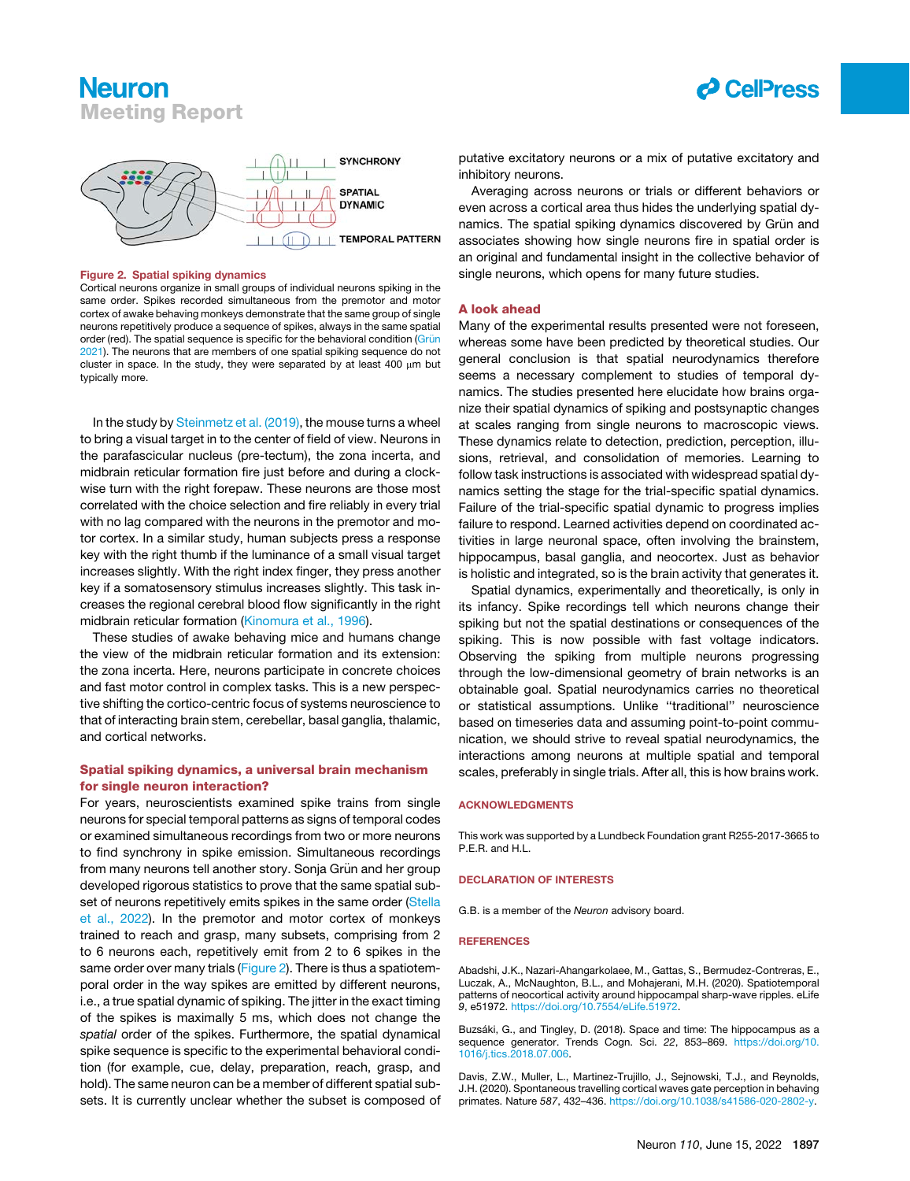SYNCHRONY

SPATIAL DYNAMIC

TEMPORAL PATTERN

**Figure 2. Spatial spiking dynamics**

Cortical neurons organize in small groups of individual neurons spiking in the same order. Spikes recorded simultaneous from the premotor and motor cortex of awake behaving monkeys demonstrate that the same group of single neurons repetitively produce a sequence of spikes, always in the same spatial order (red). The spatial sequence is specific for the behavioral condition (Grün 2021). The neurons that are members of one spatial spiking sequence do not cluster in space. In the study, they were separated by at least 400 μm but typically more.

In the study by Steinmetz et al. (2019), the mouse turns a wheel to bring a visual target in to the center of field of view. Neurons in the parafascicular nucleus (pre-tectum), the zona incerta, and midbrain reticular formation fire just before and during a clockwise turn with the right forepaw. These neurons are those most correlated with the choice selection and fire reliably in every trial with no lag compared with the neurons in the premotor and motor cortex. In a similar study, human subjects press a response key with the right thumb if the luminance of a small visual target increases slightly. With the right index finger, they press another key if a somatosensory stimulus increases slightly. This task increases the regional cerebral blood flow significantly in the right midbrain reticular formation (Kinomura et al., 1996).

These studies of awake behaving mice and humans change the view of the midbrain reticular formation and its extension: the zona incerta. Here, neurons participate in concrete choices and fast motor control in complex tasks. This is a new perspective shifting the cortico-centric focus of systems neuroscience to that of interacting brain stem, cerebellar, basal ganglia, thalamic, and cortical networks.

## Spatial spiking dynamics, a universal brain mechanism for single neuron interaction?

For years, neuroscientists examined spike trains from single neurons for special temporal patterns as signs of temporal codes or examined simultaneous recordings from two or more neurons to find synchrony in spike emission. Simultaneous recordings from many neurons tell another story. Sonja Grün and her group developed rigorous statistics to prove that the same spatial subset of neurons repetitively emits spikes in the same order (Stella et al., 2022). In the premotor and motor cortex of monkeys trained to reach and grasp, many subsets, comprising from 2 to 6 neurons each, repetitively emit from 2 to 6 spikes in the same order over many trials (Figure 2). There is thus a spatiotemporal order in the way spikes are emitted by different neurons, i.e., a true spatial dynamic of spiking. The jitter in the exact timing of the spikes is maximally 5 ms, which does not change the *spatial* order of the spikes. Furthermore, the spatial dynamical spike sequence is specific to the experimental behavioral condition (for example, cue, delay, preparation, reach, grasp, and hold). The same neuron can be a member of different spatial subsets. It is currently unclear whether the subset is composed of putative excitatory neurons or a mix of putative excitatory and inhibitory neurons.

Averaging across neurons or trials or different behaviors or even across a cortical area thus hides the underlying spatial dynamics. The spatial spiking dynamics discovered by Grün and associates showing how single neurons fire in spatial order is an original and fundamental insight in the collective behavior of single neurons, which opens for many future studies.

## A look ahead

Many of the experimental results presented were not foreseen, whereas some have been predicted by theoretical studies. Our general conclusion is that spatial neurodynamics therefore seems a necessary complement to studies of temporal dynamics. The studies presented here elucidate how brains organize their spatial dynamics of spiking and postsynaptic changes at scales ranging from single neurons to macroscopic views. These dynamics relate to detection, prediction, perception, illusions, retrieval, and consolidation of memories. Learning to follow task instructions is associated with widespread spatial dynamics setting the stage for the trial-specific spatial dynamics. Failure of the trial-specific spatial dynamic to progress implies failure to respond. Learned activities depend on coordinated activities in large neuronal space, often involving the brainstem, hippocampus, basal ganglia, and neocortex. Just as behavior is holistic and integrated, so is the brain activity that generates it.

Spatial dynamics, experimentally and theoretically, is only in its infancy. Spike recordings tell which neurons change their spiking but not the spatial destinations or consequences of the spiking. This is now possible with fast voltage indicators. Observing the spiking from multiple neurons progressing through the low-dimensional geometry of brain networks is an obtainable goal. Spatial neurodynamics carries no theoretical or statistical assumptions. Unlike "traditional" neuroscience based on timeseries data and assuming point-to-point communication, we should strive to reveal spatial neurodynamics, the interactions among neurons at multiple spatial and temporal scales, preferably in single trials. After all, this is how brains work.

## ACKNOWLEDGMENTS

This work was supported by a Lundbeck Foundation grant R255-2017-3665 to P.E.R. and H.L.

## DECLARATION OF INTERESTS

G.B. is a member of the *Neuron* advisory board.

## REFERENCES

Abadshi, J.K., Nazari-Ahangarkolaee, M., Gattas, S., Bermudez-Contreras, E., Luczak, A., McNaughton, B.L., and Mohajerani, M.H. (2020). Spatiotemporal patterns of neocortical activity around hippocampal sharp-wave ripples. eLife *9*, e51972. https://doi.org/10.7554/eLife.51972.

Buzsáki, G., and Tingley, D. (2018). Space and time: The hippocampus as a sequence generator. Trends Cogn. Sci. *22*, 853–869. https://doi.org/10.1016/j.tics.2018.07.006.

Davis, Z.W., Muller, L., Martinez-Trujillo, J., Sejnowski, T.J., and Reynolds, J.H. (2020). Spontaneous travelling cortical waves gate perception in behaving primates. Nature *587*, 432–436. https://doi.org/10.1038/s41586-020-2802-y.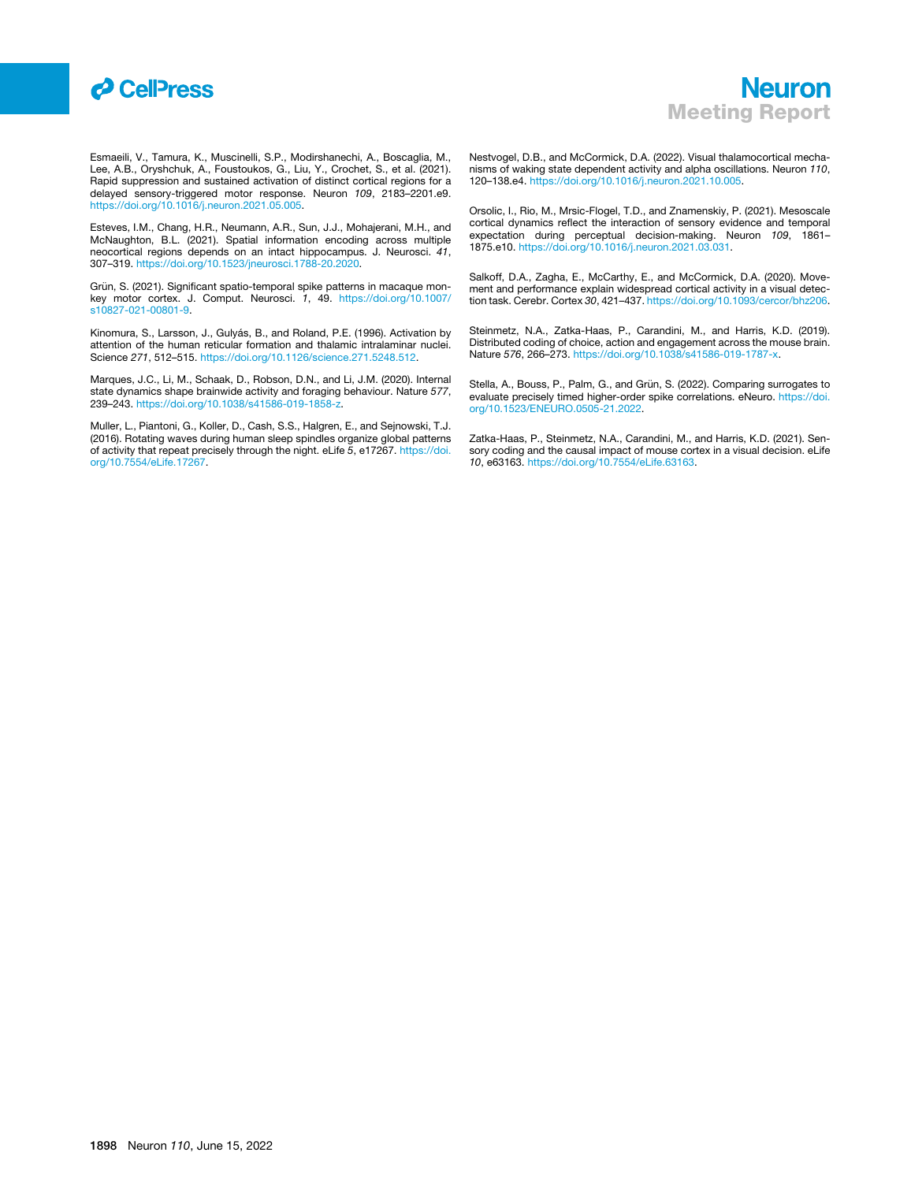Esmaeili, V., Tamura, K., Muscinelli, S.P., Modirshanechi, A., Boscaglia, M., Lee, A.B., Oryshchuk, A., Foustoukos, G., Liu, Y., Crochet, S., et al. (2021). Rapid suppression and sustained activation of distinct cortical regions for a delayed sensory-triggered motor response. Neuron *109*, 2183–2201.e9. https://doi.org/10.1016/j.neuron.2021.05.005.

Esteves, I.M., Chang, H.R., Neumann, A.R., Sun, J.J., Mohajerani, M.H., and McNaughton, B.L. (2021). Spatial information encoding across multiple neocortical regions depends on an intact hippocampus. J. Neurosci. *41*, 307–319. https://doi.org/10.1523/jneurosci.1788-20.2020.

Grün, S. (2021). Significant spatio-temporal spike patterns in macaque monkey motor cortex. J. Comput. Neurosci. *1*, 49. https://doi.org/10.1007/s10827-021-00801-9.

Kinomura, S., Larsson, J., Gulyás, B., and Roland, P.E. (1996). Activation by attention of the human reticular formation and thalamic intralaminar nuclei. Science *271*, 512–515. https://doi.org/10.1126/science.271.5248.512.

Marques, J.C., Li, M., Schaak, D., Robson, D.N., and Li, J.M. (2020). Internal state dynamics shape brainwide activity and foraging behaviour. Nature *577*, 239–243. https://doi.org/10.1038/s41586-019-1858-z.

Muller, L., Piantoni, G., Koller, D., Cash, S.S., Halgren, E., and Sejnowski, T.J. (2016). Rotating waves during human sleep spindles organize global patterns of activity that repeat precisely through the night. eLife *5*, e17267. https://doi.org/10.7554/eLife.17267.

Nestvogel, D.B., and McCormick, D.A. (2022). Visual thalamocortical mechanisms of waking state dependent activity and alpha oscillations. Neuron *110*, 120–138.e4. https://doi.org/10.1016/j.neuron.2021.10.005.

Orsolic, I., Rio, M., Mrsic-Flogel, T.D., and Znamenskiy, P. (2021). Mesoscale cortical dynamics reflect the interaction of sensory evidence and temporal expectation during perceptual decision-making. Neuron *109*, 1861–1875.e10. https://doi.org/10.1016/j.neuron.2021.03.031.

Salkoff, D.A., Zagha, E., McCarthy, E., and McCormick, D.A. (2020). Movement and performance explain widespread cortical activity in a visual detection task. Cerebr. Cortex *30*, 421–437. https://doi.org/10.1093/cercor/bhz206.

Steinmetz, N.A., Zatka-Haas, P., Carandini, M., and Harris, K.D. (2019). Distributed coding of choice, action and engagement across the mouse brain. Nature *576*, 266–273. https://doi.org/10.1038/s41586-019-1787-x.

Stella, A., Bouss, P., Palm, G., and Grün, S. (2022). Comparing surrogates to evaluate precisely timed higher-order spike correlations. eNeuro. https://doi.org/10.1523/ENEURO.0505-21.2022.

Zatka-Haas, P., Steinmetz, N.A., Carandini, M., and Harris, K.D. (2021). Sensory coding and the causal impact of mouse cortex in a visual decision. eLife *10*, e63163. https://doi.org/10.7554/eLife.63163.